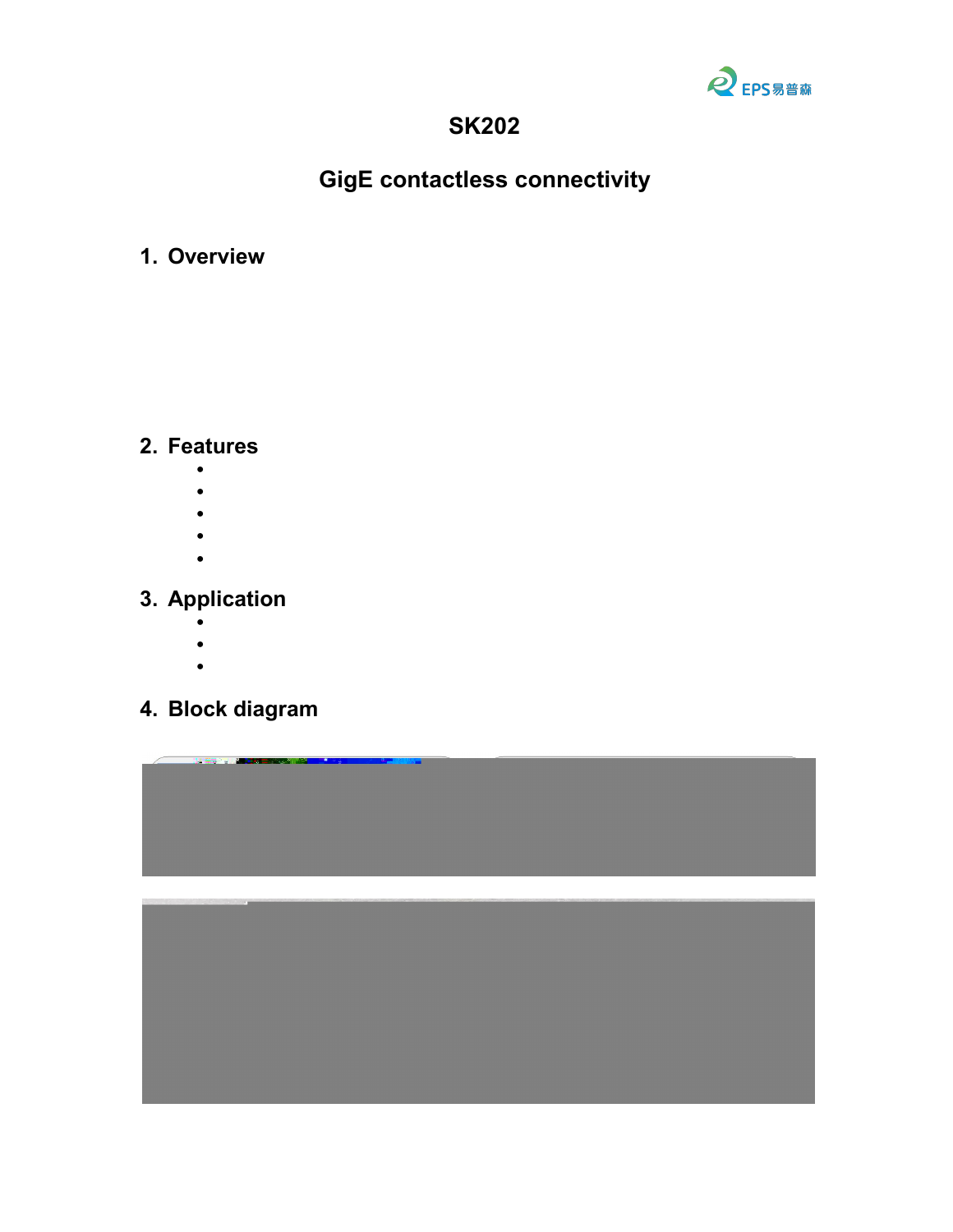# SK202

## GigE contactless connectivity

## 1. Overview

## 2. Features

## 3. Application

## 4. Block diagram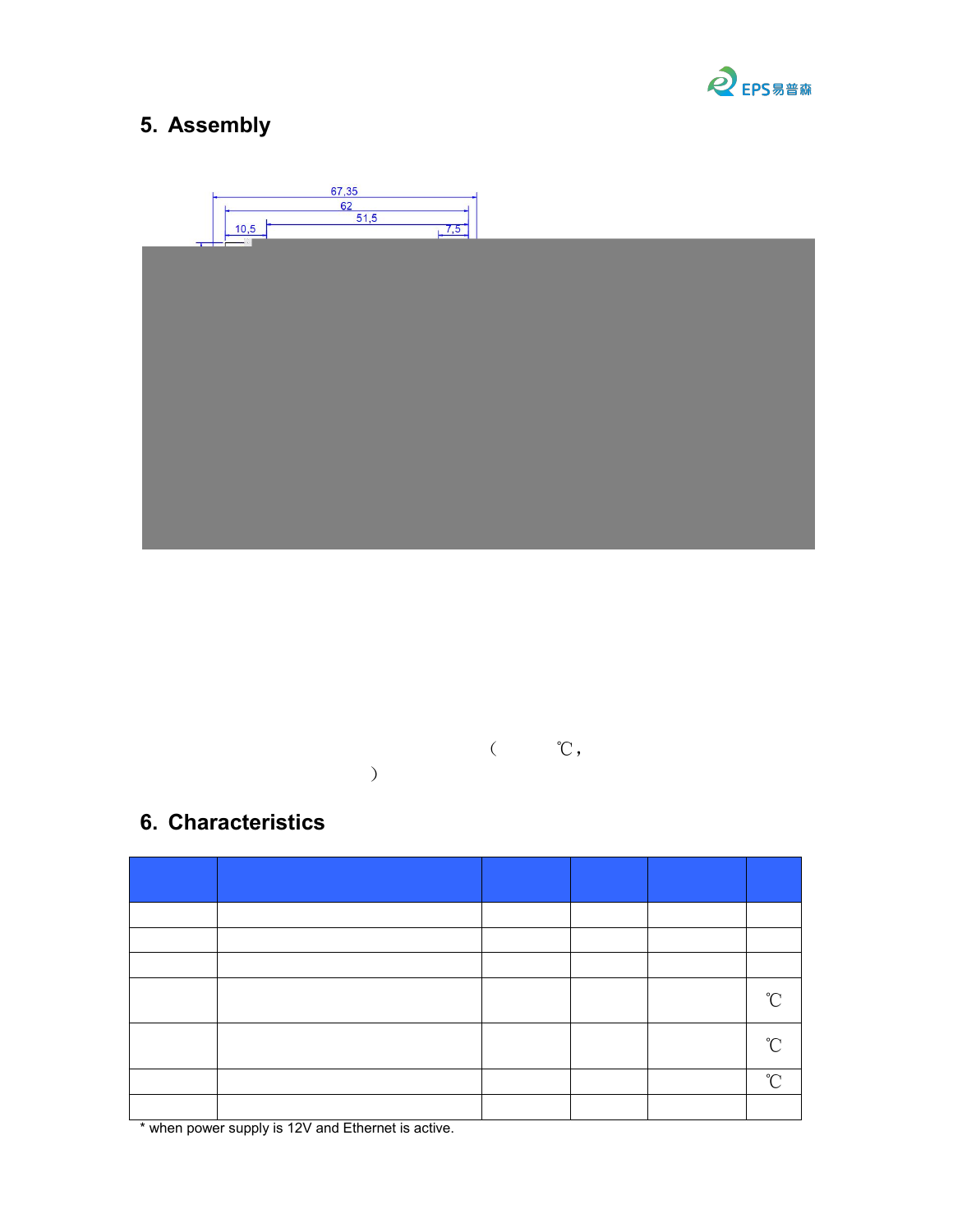## 5. Assembly

67,35

62

51,5

10,5

7,5

（ ℃，

）

## 6. Characteristics

| | | | | | |
|---|---|---|---|---|---|
| | | | | | |
| | | | | | |
| | | | | | |
| | | | | | ℃ |
| | | | | | ℃ |
| | | | | | ℃ |
| | | | | | |

* when power supply is 12V and Ethernet is active.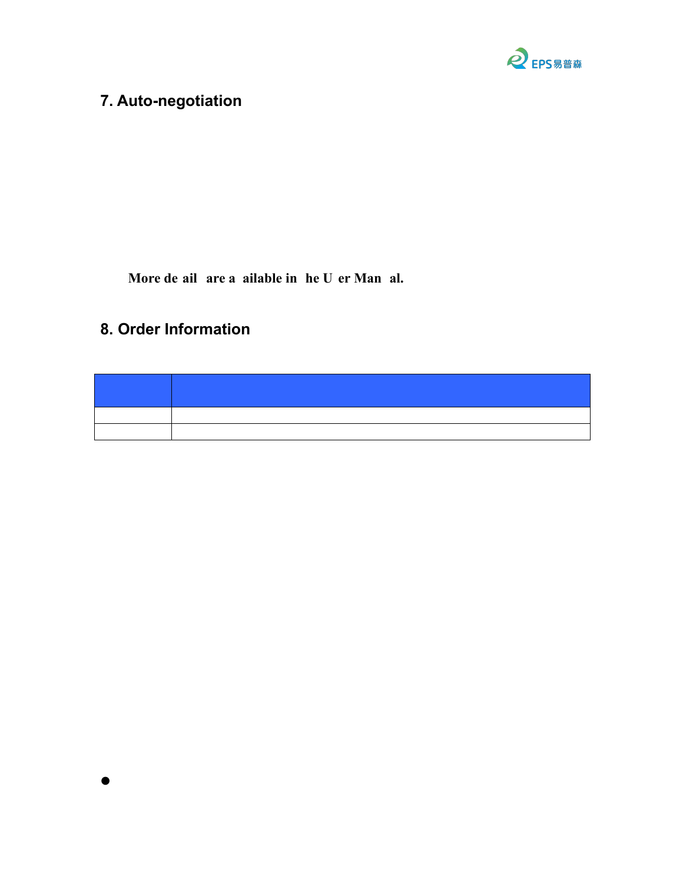## 7. Auto-negotiation

More de ail are a ailable in he U er Man al.

## 8. Order Information

| | |
|---|---|
| | |
| | |

●